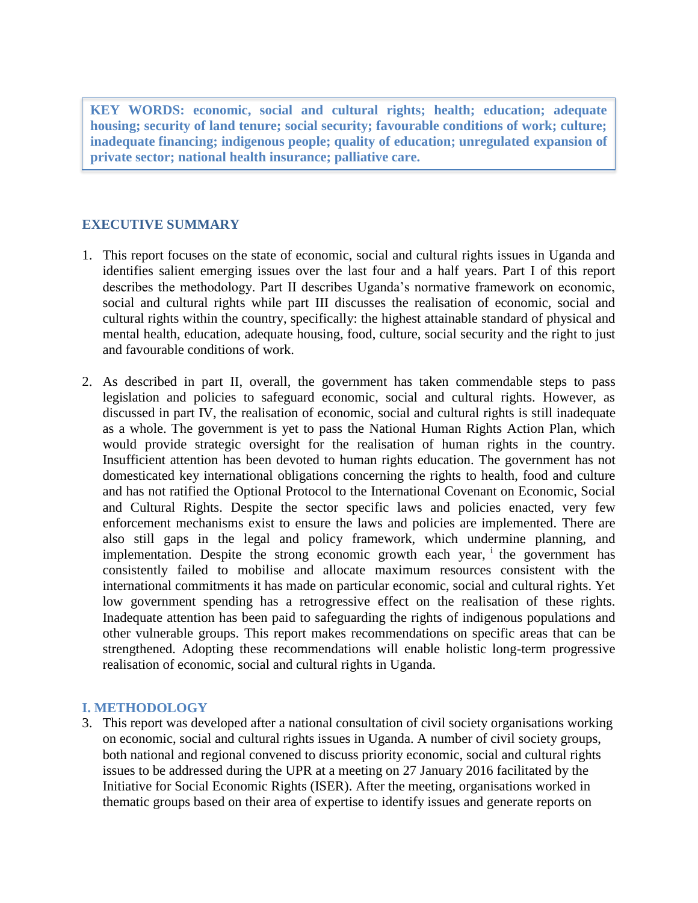**KEY WORDS: economic, social and cultural rights; health; education; adequate housing; security of land tenure; social security; favourable conditions of work; culture; inadequate financing; indigenous people; quality of education; unregulated expansion of private sector; national health insurance; palliative care.**

## EXECUTIVE SUMMARY

1. This report focuses on the state of economic, social and cultural rights issues in Uganda and identifies salient emerging issues over the last four and a half years. Part I of this report describes the methodology. Part II describes Uganda's normative framework on economic, social and cultural rights while part III discusses the realisation of economic, social and cultural rights within the country, specifically: the highest attainable standard of physical and mental health, education, adequate housing, food, culture, social security and the right to just and favourable conditions of work.

2. As described in part II, overall, the government has taken commendable steps to pass legislation and policies to safeguard economic, social and cultural rights. However, as discussed in part IV, the realisation of economic, social and cultural rights is still inadequate as a whole. The government is yet to pass the National Human Rights Action Plan, which would provide strategic oversight for the realisation of human rights in the country. Insufficient attention has been devoted to human rights education. The government has not domesticated key international obligations concerning the rights to health, food and culture and has not ratified the Optional Protocol to the International Covenant on Economic, Social and Cultural Rights. Despite the sector specific laws and policies enacted, very few enforcement mechanisms exist to ensure the laws and policies are implemented. There are also still gaps in the legal and policy framework, which undermine planning, and implementation. Despite the strong economic growth each year, [i] the government has consistently failed to mobilise and allocate maximum resources consistent with the international commitments it has made on particular economic, social and cultural rights. Yet low government spending has a retrogressive effect on the realisation of these rights. Inadequate attention has been paid to safeguarding the rights of indigenous populations and other vulnerable groups. This report makes recommendations on specific areas that can be strengthened. Adopting these recommendations will enable holistic long-term progressive realisation of economic, social and cultural rights in Uganda.

## I. METHODOLOGY

3. This report was developed after a national consultation of civil society organisations working on economic, social and cultural rights issues in Uganda. A number of civil society groups, both national and regional convened to discuss priority economic, social and cultural rights issues to be addressed during the UPR at a meeting on 27 January 2016 facilitated by the Initiative for Social Economic Rights (ISER). After the meeting, organisations worked in thematic groups based on their area of expertise to identify issues and generate reports on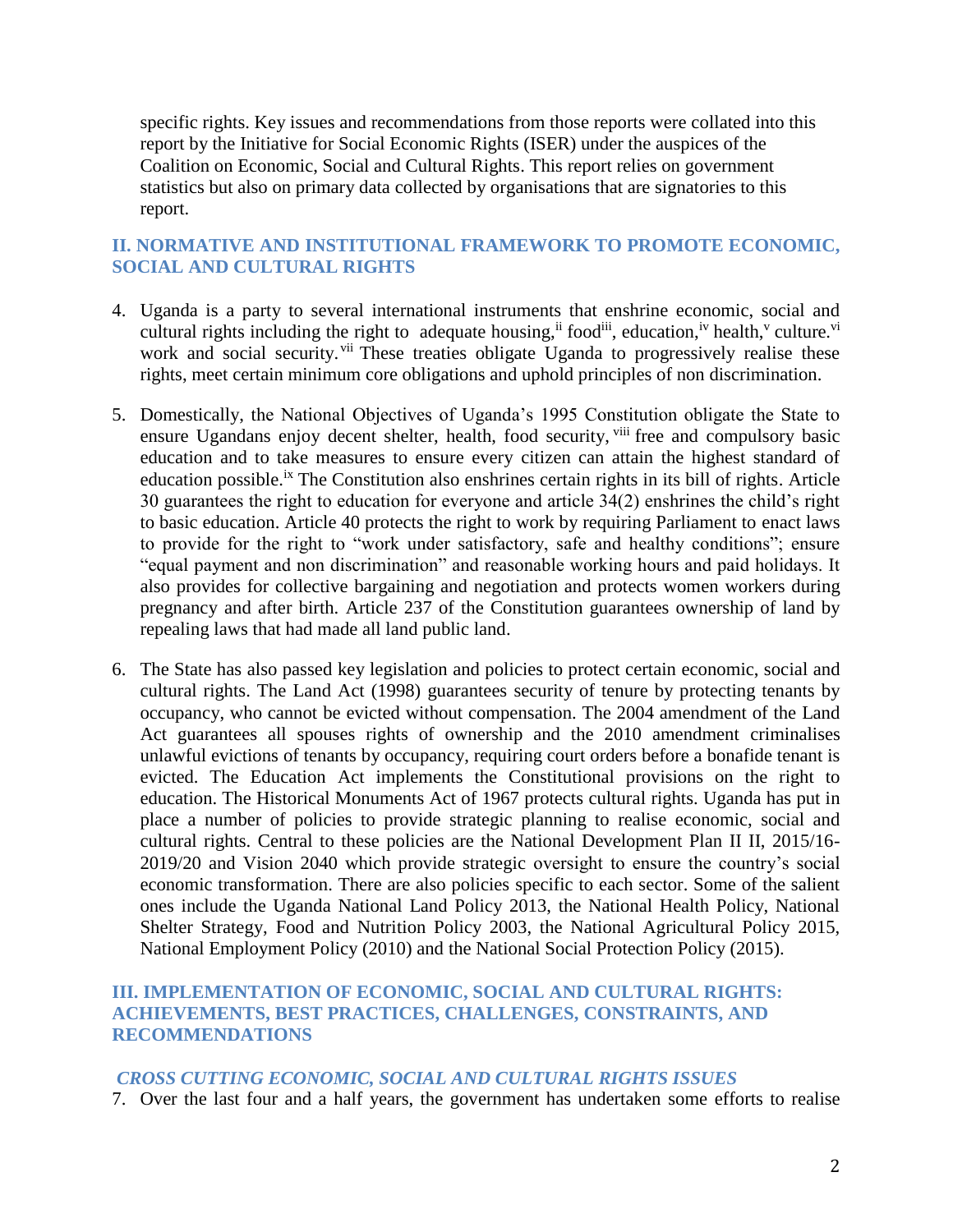specific rights. Key issues and recommendations from those reports were collated into this report by the Initiative for Social Economic Rights (ISER) under the auspices of the Coalition on Economic, Social and Cultural Rights. This report relies on government statistics but also on primary data collected by organisations that are signatories to this report.

## II. NORMATIVE AND INSTITUTIONAL FRAMEWORK TO PROMOTE ECONOMIC, SOCIAL AND CULTURAL RIGHTS

4. Uganda is a party to several international instruments that enshrine economic, social and cultural rights including the right to adequate housing,[ii] food[iii], education,[iv] health,[v] culture.[vi] work and social security.[vii] These treaties obligate Uganda to progressively realise these rights, meet certain minimum core obligations and uphold principles of non discrimination.

5. Domestically, the National Objectives of Uganda's 1995 Constitution obligate the State to ensure Ugandans enjoy decent shelter, health, food security,[viii] free and compulsory basic education and to take measures to ensure every citizen can attain the highest standard of education possible.[ix] The Constitution also enshrines certain rights in its bill of rights. Article 30 guarantees the right to education for everyone and article 34(2) enshrines the child's right to basic education. Article 40 protects the right to work by requiring Parliament to enact laws to provide for the right to "work under satisfactory, safe and healthy conditions"; ensure "equal payment and non discrimination" and reasonable working hours and paid holidays. It also provides for collective bargaining and negotiation and protects women workers during pregnancy and after birth. Article 237 of the Constitution guarantees ownership of land by repealing laws that had made all land public land.

6. The State has also passed key legislation and policies to protect certain economic, social and cultural rights. The Land Act (1998) guarantees security of tenure by protecting tenants by occupancy, who cannot be evicted without compensation. The 2004 amendment of the Land Act guarantees all spouses rights of ownership and the 2010 amendment criminalises unlawful evictions of tenants by occupancy, requiring court orders before a bonafide tenant is evicted. The Education Act implements the Constitutional provisions on the right to education. The Historical Monuments Act of 1967 protects cultural rights. Uganda has put in place a number of policies to provide strategic planning to realise economic, social and cultural rights. Central to these policies are the National Development Plan II II, 2015/16-2019/20 and Vision 2040 which provide strategic oversight to ensure the country's social economic transformation. There are also policies specific to each sector. Some of the salient ones include the Uganda National Land Policy 2013, the National Health Policy, National Shelter Strategy, Food and Nutrition Policy 2003, the National Agricultural Policy 2015, National Employment Policy (2010) and the National Social Protection Policy (2015).

## III. IMPLEMENTATION OF ECONOMIC, SOCIAL AND CULTURAL RIGHTS: ACHIEVEMENTS, BEST PRACTICES, CHALLENGES, CONSTRAINTS, AND RECOMMENDATIONS

### *CROSS CUTTING ECONOMIC, SOCIAL AND CULTURAL RIGHTS ISSUES*

7. Over the last four and a half years, the government has undertaken some efforts to realise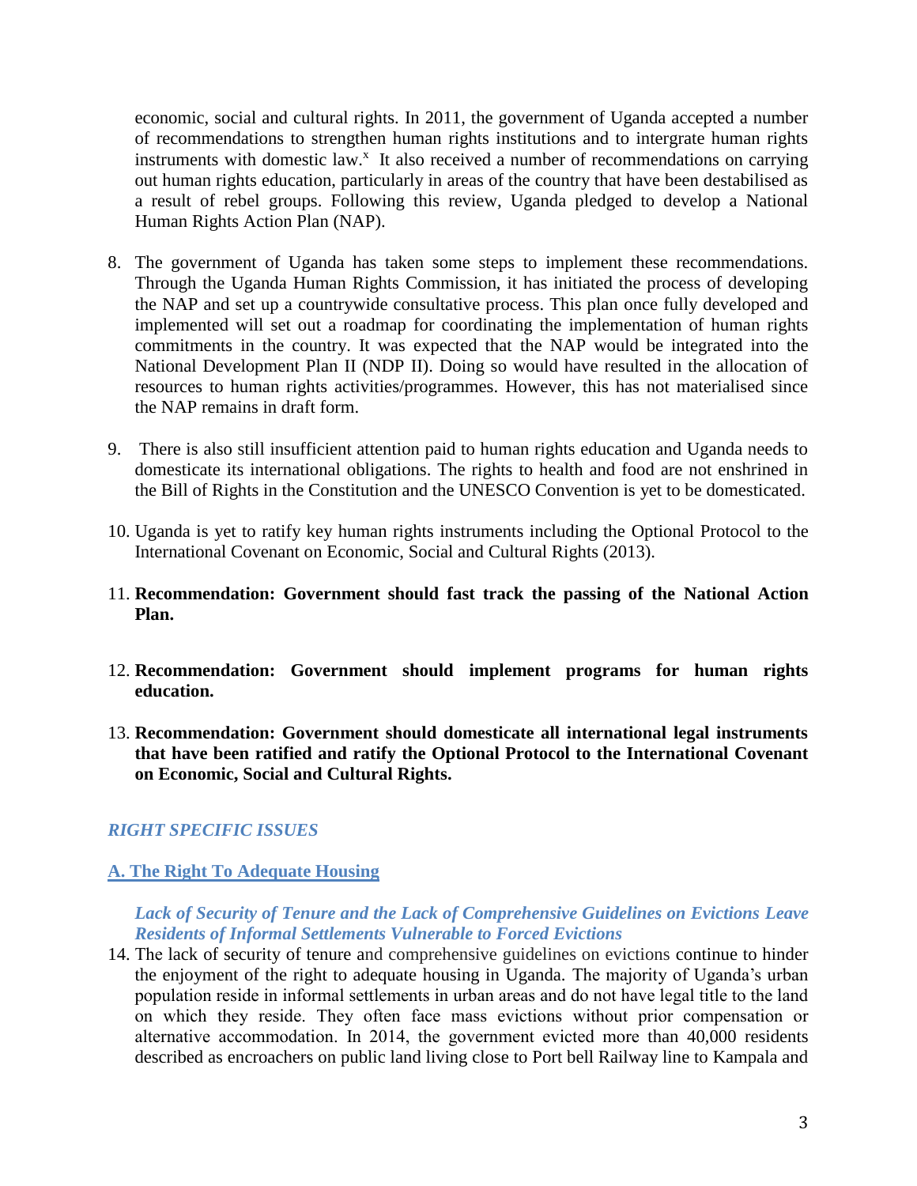economic, social and cultural rights. In 2011, the government of Uganda accepted a number of recommendations to strengthen human rights institutions and to intergrate human rights instruments with domestic law.[x] It also received a number of recommendations on carrying out human rights education, particularly in areas of the country that have been destabilised as a result of rebel groups. Following this review, Uganda pledged to develop a National Human Rights Action Plan (NAP).

8. The government of Uganda has taken some steps to implement these recommendations. Through the Uganda Human Rights Commission, it has initiated the process of developing the NAP and set up a countrywide consultative process. This plan once fully developed and implemented will set out a roadmap for coordinating the implementation of human rights commitments in the country. It was expected that the NAP would be integrated into the National Development Plan II (NDP II). Doing so would have resulted in the allocation of resources to human rights activities/programmes. However, this has not materialised since the NAP remains in draft form.

9. There is also still insufficient attention paid to human rights education and Uganda needs to domesticate its international obligations. The rights to health and food are not enshrined in the Bill of Rights in the Constitution and the UNESCO Convention is yet to be domesticated.

10. Uganda is yet to ratify key human rights instruments including the Optional Protocol to the International Covenant on Economic, Social and Cultural Rights (2013).

11. **Recommendation: Government should fast track the passing of the National Action Plan.**

12. **Recommendation: Government should implement programs for human rights education.**

13. **Recommendation: Government should domesticate all international legal instruments that have been ratified and ratify the Optional Protocol to the International Covenant on Economic, Social and Cultural Rights.**

## *RIGHT SPECIFIC ISSUES*

### A. The Right To Adequate Housing

#### *Lack of Security of Tenure and the Lack of Comprehensive Guidelines on Evictions Leave Residents of Informal Settlements Vulnerable to Forced Evictions*

14. The lack of security of tenure and comprehensive guidelines on evictions continue to hinder the enjoyment of the right to adequate housing in Uganda. The majority of Uganda's urban population reside in informal settlements in urban areas and do not have legal title to the land on which they reside. They often face mass evictions without prior compensation or alternative accommodation. In 2014, the government evicted more than 40,000 residents described as encroachers on public land living close to Port bell Railway line to Kampala and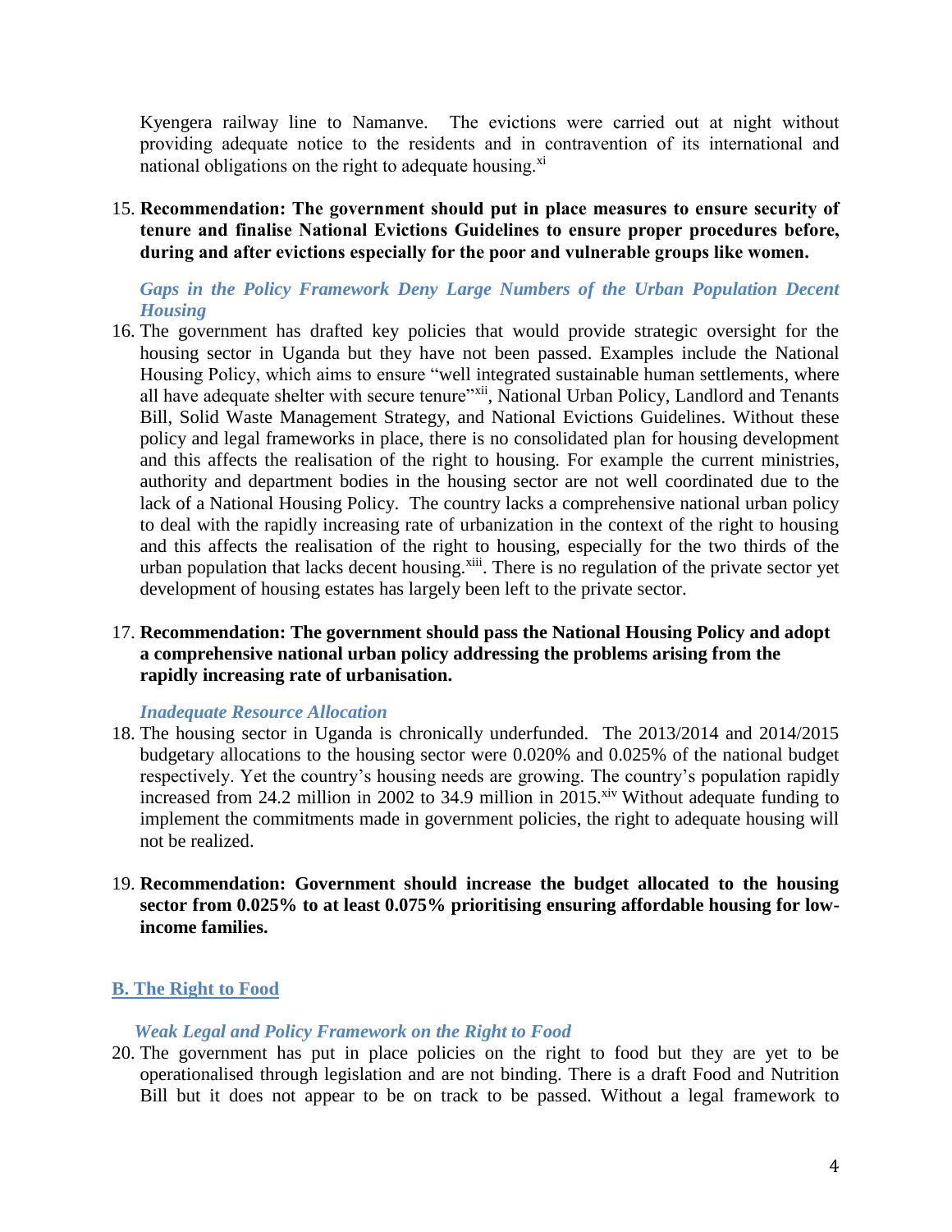Kyengera railway line to Namanve. The evictions were carried out at night without providing adequate notice to the residents and in contravention of its international and national obligations on the right to adequate housing.[xi]

15. **Recommendation: The government should put in place measures to ensure security of tenure and finalise National Evictions Guidelines to ensure proper procedures before, during and after evictions especially for the poor and vulnerable groups like women.**

***Gaps in the Policy Framework Deny Large Numbers of the Urban Population Decent Housing***

16. The government has drafted key policies that would provide strategic oversight for the housing sector in Uganda but they have not been passed. Examples include the National Housing Policy, which aims to ensure "well integrated sustainable human settlements, where all have adequate shelter with secure tenure"[xii], National Urban Policy, Landlord and Tenants Bill, Solid Waste Management Strategy, and National Evictions Guidelines. Without these policy and legal frameworks in place, there is no consolidated plan for housing development and this affects the realisation of the right to housing. For example the current ministries, authority and department bodies in the housing sector are not well coordinated due to the lack of a National Housing Policy. The country lacks a comprehensive national urban policy to deal with the rapidly increasing rate of urbanization in the context of the right to housing and this affects the realisation of the right to housing, especially for the two thirds of the urban population that lacks decent housing.[xiii]. There is no regulation of the private sector yet development of housing estates has largely been left to the private sector.

17. **Recommendation: The government should pass the National Housing Policy and adopt a comprehensive national urban policy addressing the problems arising from the rapidly increasing rate of urbanisation.**

***Inadequate Resource Allocation***

18. The housing sector in Uganda is chronically underfunded. The 2013/2014 and 2014/2015 budgetary allocations to the housing sector were 0.020% and 0.025% of the national budget respectively. Yet the country's housing needs are growing. The country's population rapidly increased from 24.2 million in 2002 to 34.9 million in 2015.[xiv] Without adequate funding to implement the commitments made in government policies, the right to adequate housing will not be realized.

19. **Recommendation: Government should increase the budget allocated to the housing sector from 0.025% to at least 0.075% prioritising ensuring affordable housing for low-income families.**

## B. The Right to Food

***Weak Legal and Policy Framework on the Right to Food***

20. The government has put in place policies on the right to food but they are yet to be operationalised through legislation and are not binding. There is a draft Food and Nutrition Bill but it does not appear to be on track to be passed. Without a legal framework to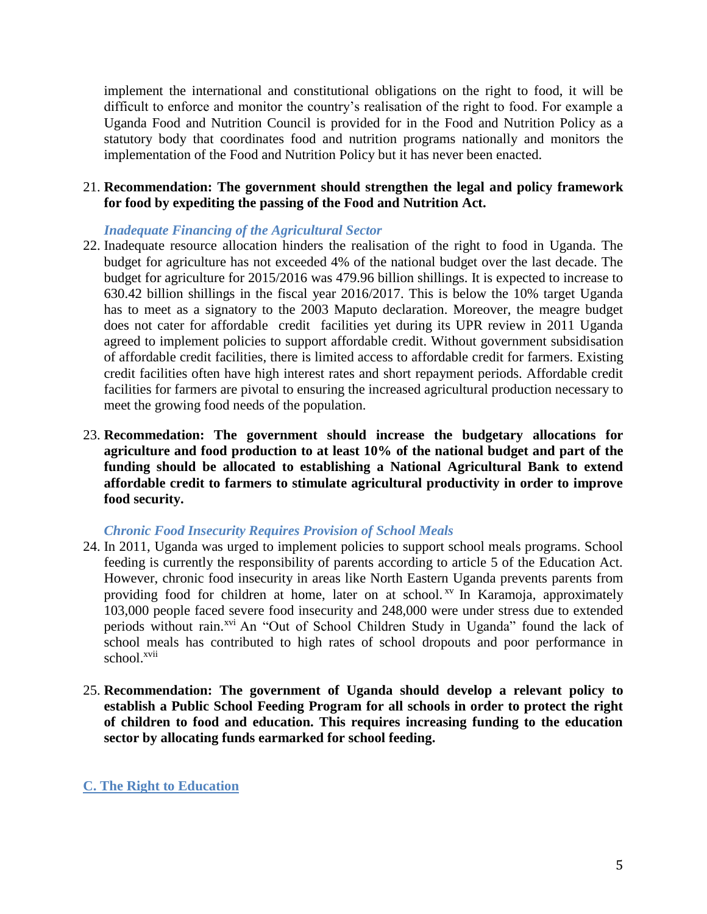implement the international and constitutional obligations on the right to food, it will be difficult to enforce and monitor the country's realisation of the right to food. For example a Uganda Food and Nutrition Council is provided for in the Food and Nutrition Policy as a statutory body that coordinates food and nutrition programs nationally and monitors the implementation of the Food and Nutrition Policy but it has never been enacted.

21. **Recommendation: The government should strengthen the legal and policy framework for food by expediting the passing of the Food and Nutrition Act.**

***Inadequate Financing of the Agricultural Sector***

22. Inadequate resource allocation hinders the realisation of the right to food in Uganda. The budget for agriculture has not exceeded 4% of the national budget over the last decade. The budget for agriculture for 2015/2016 was 479.96 billion shillings. It is expected to increase to 630.42 billion shillings in the fiscal year 2016/2017. This is below the 10% target Uganda has to meet as a signatory to the 2003 Maputo declaration. Moreover, the meagre budget does not cater for affordable credit facilities yet during its UPR review in 2011 Uganda agreed to implement policies to support affordable credit. Without government subsidisation of affordable credit facilities, there is limited access to affordable credit for farmers. Existing credit facilities often have high interest rates and short repayment periods. Affordable credit facilities for farmers are pivotal to ensuring the increased agricultural production necessary to meet the growing food needs of the population.

23. **Recommedation: The government should increase the budgetary allocations for agriculture and food production to at least 10% of the national budget and part of the funding should be allocated to establishing a National Agricultural Bank to extend affordable credit to farmers to stimulate agricultural productivity in order to improve food security.**

***Chronic Food Insecurity Requires Provision of School Meals***

24. In 2011, Uganda was urged to implement policies to support school meals programs. School feeding is currently the responsibility of parents according to article 5 of the Education Act. However, chronic food insecurity in areas like North Eastern Uganda prevents parents from providing food for children at home, later on at school.[xv] In Karamoja, approximately 103,000 people faced severe food insecurity and 248,000 were under stress due to extended periods without rain.[xvi] An "Out of School Children Study in Uganda" found the lack of school meals has contributed to high rates of school dropouts and poor performance in school.[xvii]

25. **Recommendation: The government of Uganda should develop a relevant policy to establish a Public School Feeding Program for all schools in order to protect the right of children to food and education. This requires increasing funding to the education sector by allocating funds earmarked for school feeding.**

## C. The Right to Education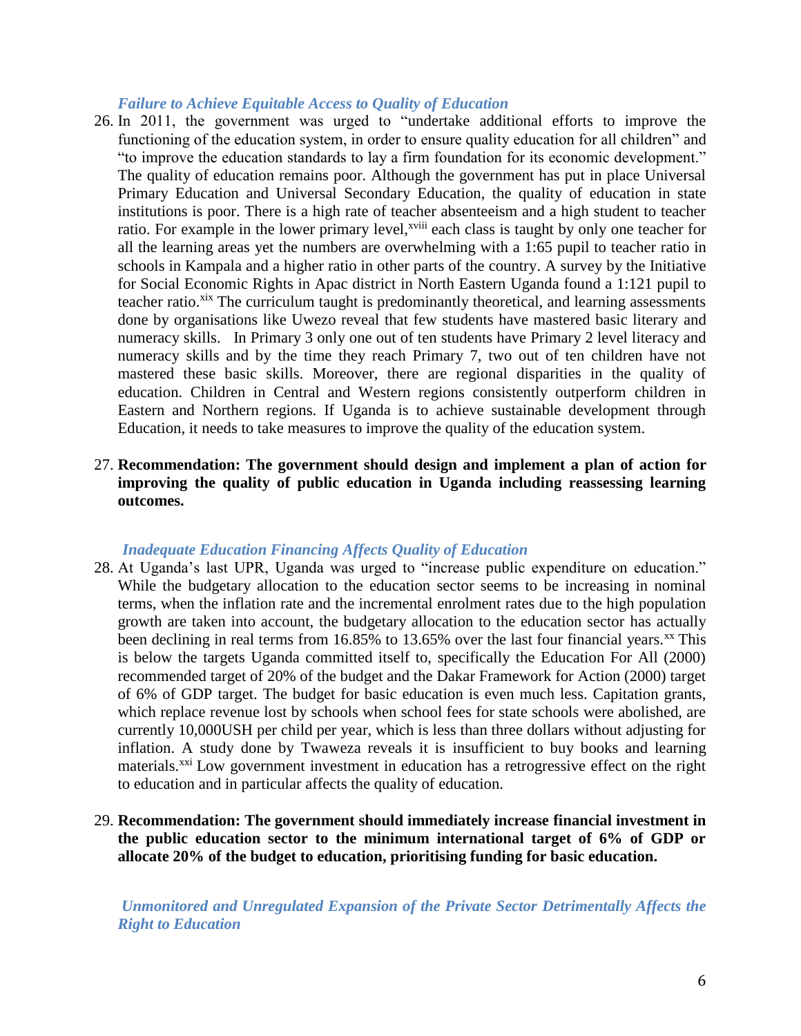### *Failure to Achieve Equitable Access to Quality of Education*

26. In 2011, the government was urged to "undertake additional efforts to improve the functioning of the education system, in order to ensure quality education for all children" and "to improve the education standards to lay a firm foundation for its economic development." The quality of education remains poor. Although the government has put in place Universal Primary Education and Universal Secondary Education, the quality of education in state institutions is poor. There is a high rate of teacher absenteeism and a high student to teacher ratio. For example in the lower primary level,[xviii] each class is taught by only one teacher for all the learning areas yet the numbers are overwhelming with a 1:65 pupil to teacher ratio in schools in Kampala and a higher ratio in other parts of the country. A survey by the Initiative for Social Economic Rights in Apac district in North Eastern Uganda found a 1:121 pupil to teacher ratio.[xix] The curriculum taught is predominantly theoretical, and learning assessments done by organisations like Uwezo reveal that few students have mastered basic literary and numeracy skills. In Primary 3 only one out of ten students have Primary 2 level literacy and numeracy skills and by the time they reach Primary 7, two out of ten children have not mastered these basic skills. Moreover, there are regional disparities in the quality of education. Children in Central and Western regions consistently outperform children in Eastern and Northern regions. If Uganda is to achieve sustainable development through Education, it needs to take measures to improve the quality of the education system.

27. **Recommendation: The government should design and implement a plan of action for improving the quality of public education in Uganda including reassessing learning outcomes.**

### *Inadequate Education Financing Affects Quality of Education*

28. At Uganda's last UPR, Uganda was urged to "increase public expenditure on education." While the budgetary allocation to the education sector seems to be increasing in nominal terms, when the inflation rate and the incremental enrolment rates due to the high population growth are taken into account, the budgetary allocation to the education sector has actually been declining in real terms from 16.85% to 13.65% over the last four financial years.[xx] This is below the targets Uganda committed itself to, specifically the Education For All (2000) recommended target of 20% of the budget and the Dakar Framework for Action (2000) target of 6% of GDP target. The budget for basic education is even much less. Capitation grants, which replace revenue lost by schools when school fees for state schools were abolished, are currently 10,000USH per child per year, which is less than three dollars without adjusting for inflation. A study done by Twaweza reveals it is insufficient to buy books and learning materials.[xxi] Low government investment in education has a retrogressive effect on the right to education and in particular affects the quality of education.

29. **Recommendation: The government should immediately increase financial investment in the public education sector to the minimum international target of 6% of GDP or allocate 20% of the budget to education, prioritising funding for basic education.**

### *Unmonitored and Unregulated Expansion of the Private Sector Detrimentally Affects the Right to Education*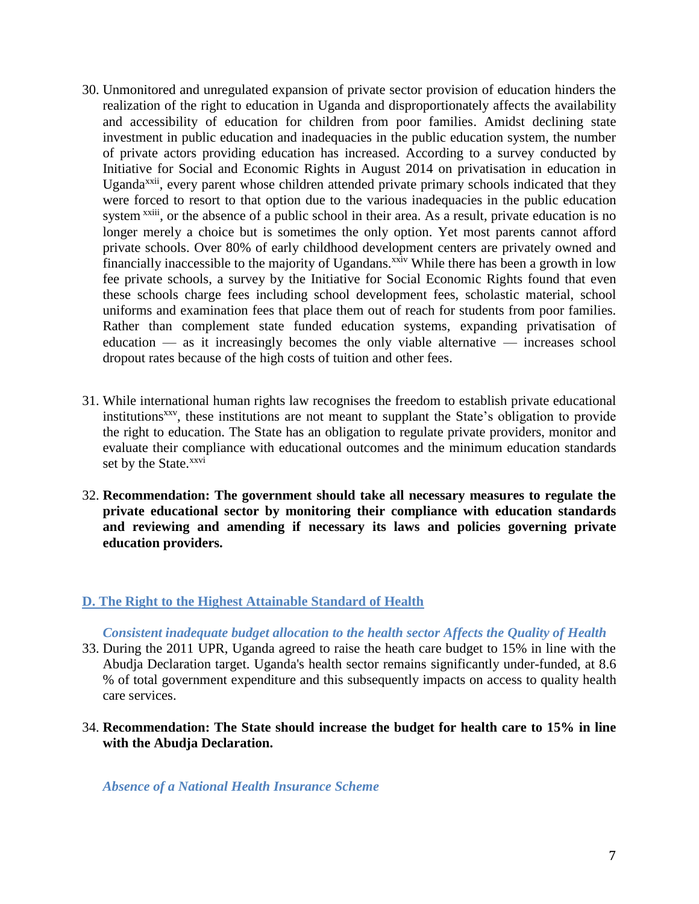30. Unmonitored and unregulated expansion of private sector provision of education hinders the realization of the right to education in Uganda and disproportionately affects the availability and accessibility of education for children from poor families. Amidst declining state investment in public education and inadequacies in the public education system, the number of private actors providing education has increased. According to a survey conducted by Initiative for Social and Economic Rights in August 2014 on privatisation in education in Uganda[xxii], every parent whose children attended private primary schools indicated that they were forced to resort to that option due to the various inadequacies in the public education system [xxiii], or the absence of a public school in their area. As a result, private education is no longer merely a choice but is sometimes the only option. Yet most parents cannot afford private schools. Over 80% of early childhood development centers are privately owned and financially inaccessible to the majority of Ugandans.[xxiv] While there has been a growth in low fee private schools, a survey by the Initiative for Social Economic Rights found that even these schools charge fees including school development fees, scholastic material, school uniforms and examination fees that place them out of reach for students from poor families. Rather than complement state funded education systems, expanding privatisation of education — as it increasingly becomes the only viable alternative — increases school dropout rates because of the high costs of tuition and other fees.

31. While international human rights law recognises the freedom to establish private educational institutions[xxv], these institutions are not meant to supplant the State's obligation to provide the right to education. The State has an obligation to regulate private providers, monitor and evaluate their compliance with educational outcomes and the minimum education standards set by the State.[xxvi]

32. **Recommendation: The government should take all necessary measures to regulate the private educational sector by monitoring their compliance with education standards and reviewing and amending if necessary its laws and policies governing private education providers.**

## D. The Right to the Highest Attainable Standard of Health

### *Consistent inadequate budget allocation to the health sector Affects the Quality of Health*

33. During the 2011 UPR, Uganda agreed to raise the heath care budget to 15% in line with the Abudja Declaration target. Uganda's health sector remains significantly under-funded, at 8.6 % of total government expenditure and this subsequently impacts on access to quality health care services.

34. **Recommendation: The State should increase the budget for health care to 15% in line with the Abudja Declaration.**

### *Absence of a National Health Insurance Scheme*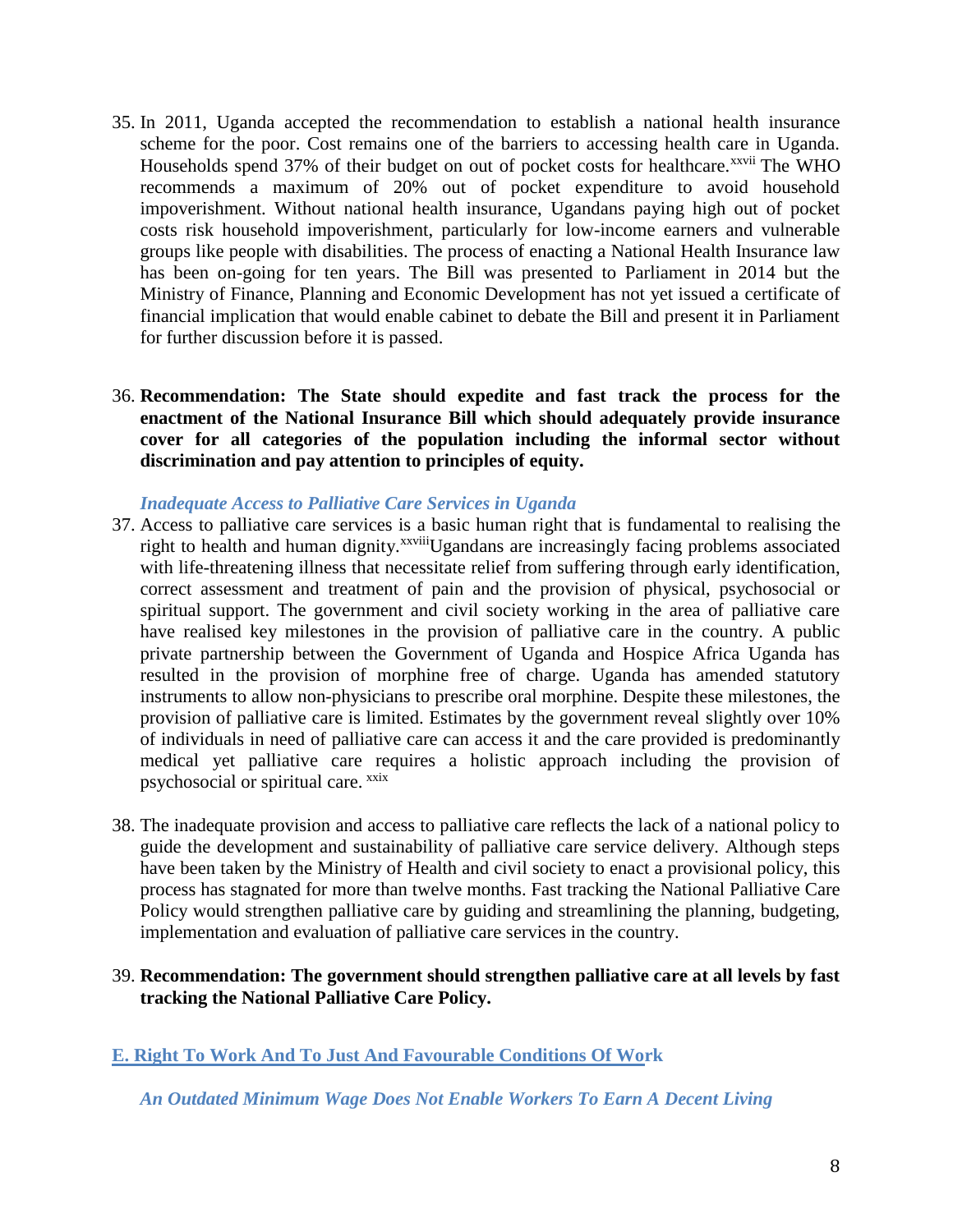35. In 2011, Uganda accepted the recommendation to establish a national health insurance scheme for the poor. Cost remains one of the barriers to accessing health care in Uganda. Households spend 37% of their budget on out of pocket costs for healthcare.[xxvii] The WHO recommends a maximum of 20% out of pocket expenditure to avoid household impoverishment. Without national health insurance, Ugandans paying high out of pocket costs risk household impoverishment, particularly for low-income earners and vulnerable groups like people with disabilities. The process of enacting a National Health Insurance law has been on-going for ten years. The Bill was presented to Parliament in 2014 but the Ministry of Finance, Planning and Economic Development has not yet issued a certificate of financial implication that would enable cabinet to debate the Bill and present it in Parliament for further discussion before it is passed.

36. **Recommendation: The State should expedite and fast track the process for the enactment of the National Insurance Bill which should adequately provide insurance cover for all categories of the population including the informal sector without discrimination and pay attention to principles of equity.**

### *Inadequate Access to Palliative Care Services in Uganda*

37. Access to palliative care services is a basic human right that is fundamental to realising the right to health and human dignity.[xxviii] Ugandans are increasingly facing problems associated with life-threatening illness that necessitate relief from suffering through early identification, correct assessment and treatment of pain and the provision of physical, psychosocial or spiritual support. The government and civil society working in the area of palliative care have realised key milestones in the provision of palliative care in the country. A public private partnership between the Government of Uganda and Hospice Africa Uganda has resulted in the provision of morphine free of charge. Uganda has amended statutory instruments to allow non-physicians to prescribe oral morphine. Despite these milestones, the provision of palliative care is limited. Estimates by the government reveal slightly over 10% of individuals in need of palliative care can access it and the care provided is predominantly medical yet palliative care requires a holistic approach including the provision of psychosocial or spiritual care.[xxix]

38. The inadequate provision and access to palliative care reflects the lack of a national policy to guide the development and sustainability of palliative care service delivery. Although steps have been taken by the Ministry of Health and civil society to enact a provisional policy, this process has stagnated for more than twelve months. Fast tracking the National Palliative Care Policy would strengthen palliative care by guiding and streamlining the planning, budgeting, implementation and evaluation of palliative care services in the country.

39. **Recommendation: The government should strengthen palliative care at all levels by fast tracking the National Palliative Care Policy.**

## E. Right To Work And To Just And Favourable Conditions Of Work

### *An Outdated Minimum Wage Does Not Enable Workers To Earn A Decent Living*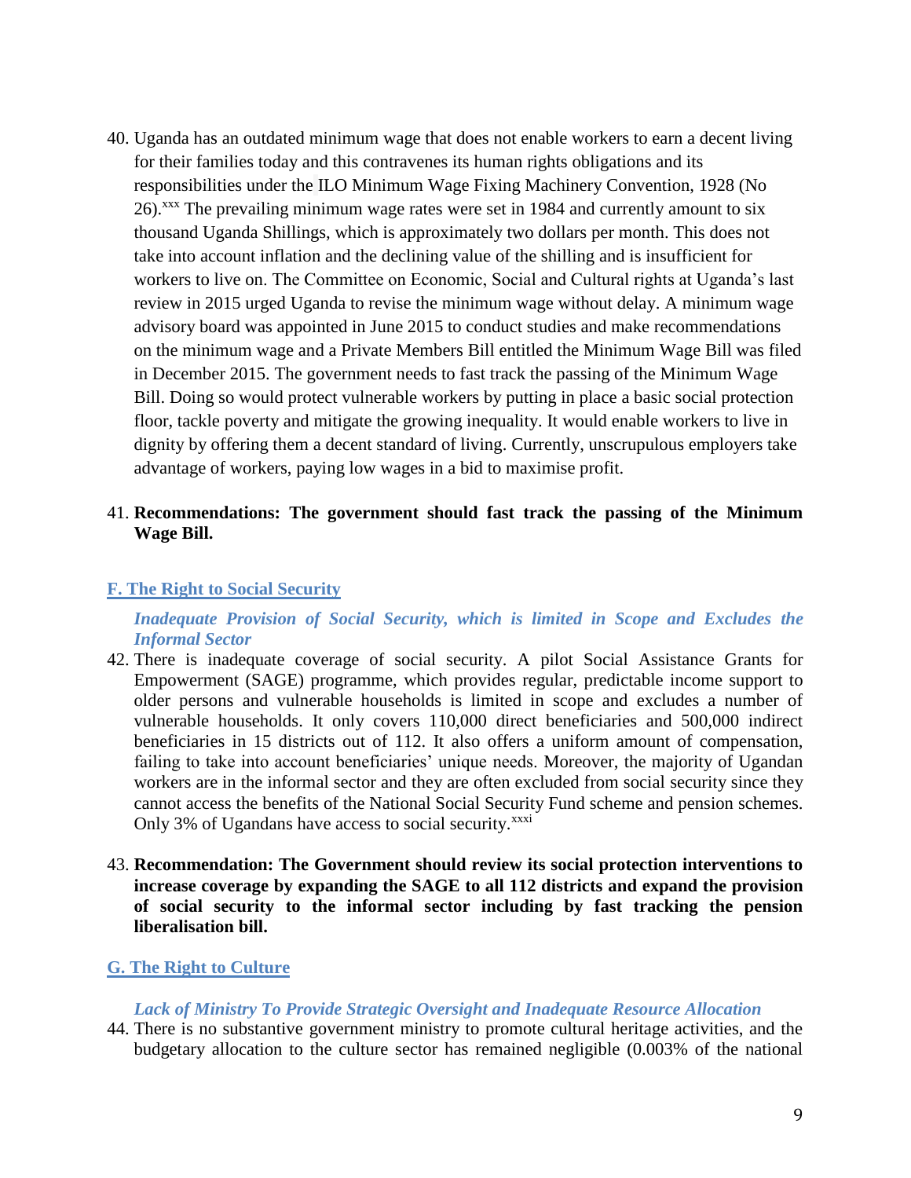40. Uganda has an outdated minimum wage that does not enable workers to earn a decent living for their families today and this contravenes its human rights obligations and its responsibilities under the ILO Minimum Wage Fixing Machinery Convention, 1928 (No 26).[xxx] The prevailing minimum wage rates were set in 1984 and currently amount to six thousand Uganda Shillings, which is approximately two dollars per month. This does not take into account inflation and the declining value of the shilling and is insufficient for workers to live on. The Committee on Economic, Social and Cultural rights at Uganda's last review in 2015 urged Uganda to revise the minimum wage without delay. A minimum wage advisory board was appointed in June 2015 to conduct studies and make recommendations on the minimum wage and a Private Members Bill entitled the Minimum Wage Bill was filed in December 2015. The government needs to fast track the passing of the Minimum Wage Bill. Doing so would protect vulnerable workers by putting in place a basic social protection floor, tackle poverty and mitigate the growing inequality. It would enable workers to live in dignity by offering them a decent standard of living. Currently, unscrupulous employers take advantage of workers, paying low wages in a bid to maximise profit.

41. **Recommendations: The government should fast track the passing of the Minimum Wage Bill.**

## F. The Right to Social Security

### *Inadequate Provision of Social Security, which is limited in Scope and Excludes the Informal Sector*

42. There is inadequate coverage of social security. A pilot Social Assistance Grants for Empowerment (SAGE) programme, which provides regular, predictable income support to older persons and vulnerable households is limited in scope and excludes a number of vulnerable households. It only covers 110,000 direct beneficiaries and 500,000 indirect beneficiaries in 15 districts out of 112. It also offers a uniform amount of compensation, failing to take into account beneficiaries' unique needs. Moreover, the majority of Ugandan workers are in the informal sector and they are often excluded from social security since they cannot access the benefits of the National Social Security Fund scheme and pension schemes. Only 3% of Ugandans have access to social security.[xxxi]

43. **Recommendation: The Government should review its social protection interventions to increase coverage by expanding the SAGE to all 112 districts and expand the provision of social security to the informal sector including by fast tracking the pension liberalisation bill.**

## G. The Right to Culture

### *Lack of Ministry To Provide Strategic Oversight and Inadequate Resource Allocation*

44. There is no substantive government ministry to promote cultural heritage activities, and the budgetary allocation to the culture sector has remained negligible (0.003% of the national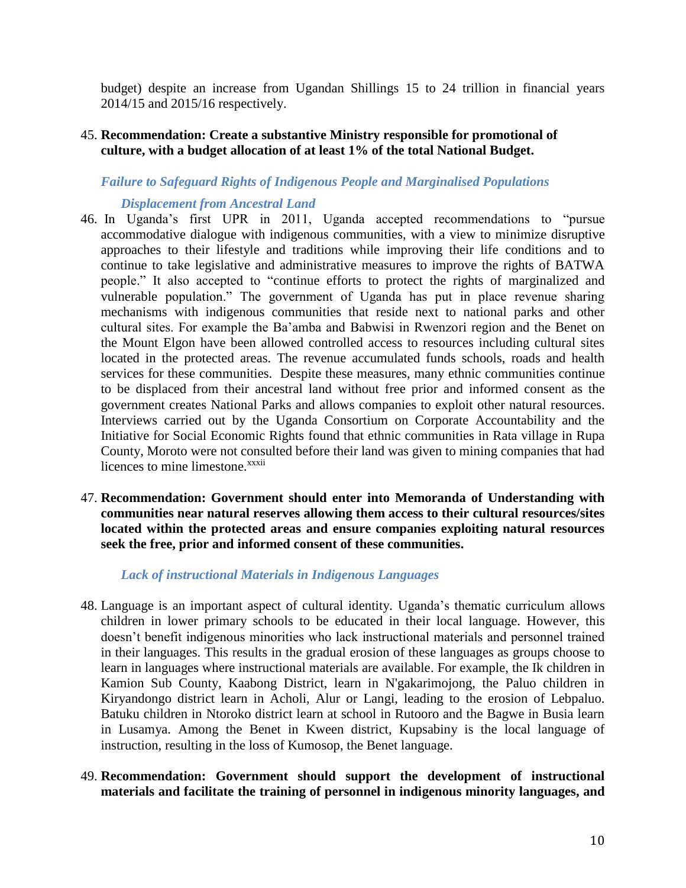budget) despite an increase from Ugandan Shillings 15 to 24 trillion in financial years 2014/15 and 2015/16 respectively.

45. **Recommendation: Create a substantive Ministry responsible for promotional of culture, with a budget allocation of at least 1% of the total National Budget.**

### *Failure to Safeguard Rights of Indigenous People and Marginalised Populations*

#### *Displacement from Ancestral Land*

46. In Uganda's first UPR in 2011, Uganda accepted recommendations to "pursue accommodative dialogue with indigenous communities, with a view to minimize disruptive approaches to their lifestyle and traditions while improving their life conditions and to continue to take legislative and administrative measures to improve the rights of BATWA people." It also accepted to "continue efforts to protect the rights of marginalized and vulnerable population." The government of Uganda has put in place revenue sharing mechanisms with indigenous communities that reside next to national parks and other cultural sites. For example the Ba'amba and Babwisi in Rwenzori region and the Benet on the Mount Elgon have been allowed controlled access to resources including cultural sites located in the protected areas. The revenue accumulated funds schools, roads and health services for these communities. Despite these measures, many ethnic communities continue to be displaced from their ancestral land without free prior and informed consent as the government creates National Parks and allows companies to exploit other natural resources. Interviews carried out by the Uganda Consortium on Corporate Accountability and the Initiative for Social Economic Rights found that ethnic communities in Rata village in Rupa County, Moroto were not consulted before their land was given to mining companies that had licences to mine limestone.[xxxii]

47. **Recommendation: Government should enter into Memoranda of Understanding with communities near natural reserves allowing them access to their cultural resources/sites located within the protected areas and ensure companies exploiting natural resources seek the free, prior and informed consent of these communities.**

#### *Lack of instructional Materials in Indigenous Languages*

48. Language is an important aspect of cultural identity. Uganda's thematic curriculum allows children in lower primary schools to be educated in their local language. However, this doesn't benefit indigenous minorities who lack instructional materials and personnel trained in their languages. This results in the gradual erosion of these languages as groups choose to learn in languages where instructional materials are available. For example, the Ik children in Kamion Sub County, Kaabong District, learn in N'gakarimojong, the Paluo children in Kiryandongo district learn in Acholi, Alur or Langi, leading to the erosion of Lebpaluo. Batuku children in Ntoroko district learn at school in Rutooro and the Bagwe in Busia learn in Lusamya. Among the Benet in Kween district, Kupsabiny is the local language of instruction, resulting in the loss of Kumosop, the Benet language.

49. **Recommendation: Government should support the development of instructional materials and facilitate the training of personnel in indigenous minority languages, and**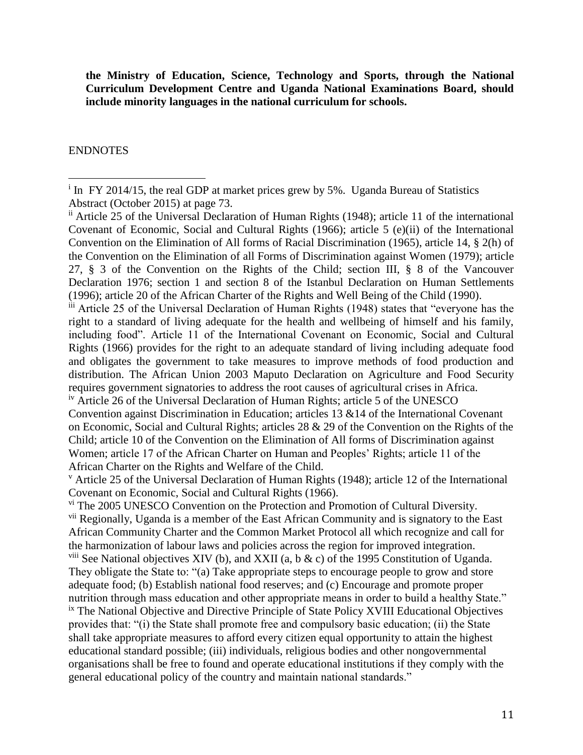**the Ministry of Education, Science, Technology and Sports, through the National Curriculum Development Centre and Uganda National Examinations Board, should include minority languages in the national curriculum for schools.**

ENDNOTES

---

[i] In FY 2014/15, the real GDP at market prices grew by 5%. Uganda Bureau of Statistics Abstract (October 2015) at page 73.

[ii] Article 25 of the Universal Declaration of Human Rights (1948); article 11 of the international Covenant of Economic, Social and Cultural Rights (1966); article 5 (e)(ii) of the International Convention on the Elimination of All forms of Racial Discrimination (1965), article 14, § 2(h) of the Convention on the Elimination of all Forms of Discrimination against Women (1979); article 27, § 3 of the Convention on the Rights of the Child; section III, § 8 of the Vancouver Declaration 1976; section 1 and section 8 of the Istanbul Declaration on Human Settlements (1996); article 20 of the African Charter of the Rights and Well Being of the Child (1990).

[iii] Article 25 of the Universal Declaration of Human Rights (1948) states that "everyone has the right to a standard of living adequate for the health and wellbeing of himself and his family, including food". Article 11 of the International Covenant on Economic, Social and Cultural Rights (1966) provides for the right to an adequate standard of living including adequate food and obligates the government to take measures to improve methods of food production and distribution. The African Union 2003 Maputo Declaration on Agriculture and Food Security requires government signatories to address the root causes of agricultural crises in Africa.

[iv] Article 26 of the Universal Declaration of Human Rights; article 5 of the UNESCO Convention against Discrimination in Education; articles 13 &14 of the International Covenant on Economic, Social and Cultural Rights; articles 28 & 29 of the Convention on the Rights of the Child; article 10 of the Convention on the Elimination of All forms of Discrimination against Women; article 17 of the African Charter on Human and Peoples' Rights; article 11 of the African Charter on the Rights and Welfare of the Child.

[v] Article 25 of the Universal Declaration of Human Rights (1948); article 12 of the International Covenant on Economic, Social and Cultural Rights (1966).

[vi] The 2005 UNESCO Convention on the Protection and Promotion of Cultural Diversity.

[vii] Regionally, Uganda is a member of the East African Community and is signatory to the East African Community Charter and the Common Market Protocol all which recognize and call for the harmonization of labour laws and policies across the region for improved integration.

[viii] See National objectives XIV (b), and XXII (a, b & c) of the 1995 Constitution of Uganda. They obligate the State to: "(a) Take appropriate steps to encourage people to grow and store adequate food; (b) Establish national food reserves; and (c) Encourage and promote proper nutrition through mass education and other appropriate means in order to build a healthy State."

[ix] The National Objective and Directive Principle of State Policy XVIII Educational Objectives provides that: "(i) the State shall promote free and compulsory basic education; (ii) the State shall take appropriate measures to afford every citizen equal opportunity to attain the highest educational standard possible; (iii) individuals, religious bodies and other nongovernmental organisations shall be free to found and operate educational institutions if they comply with the general educational policy of the country and maintain national standards."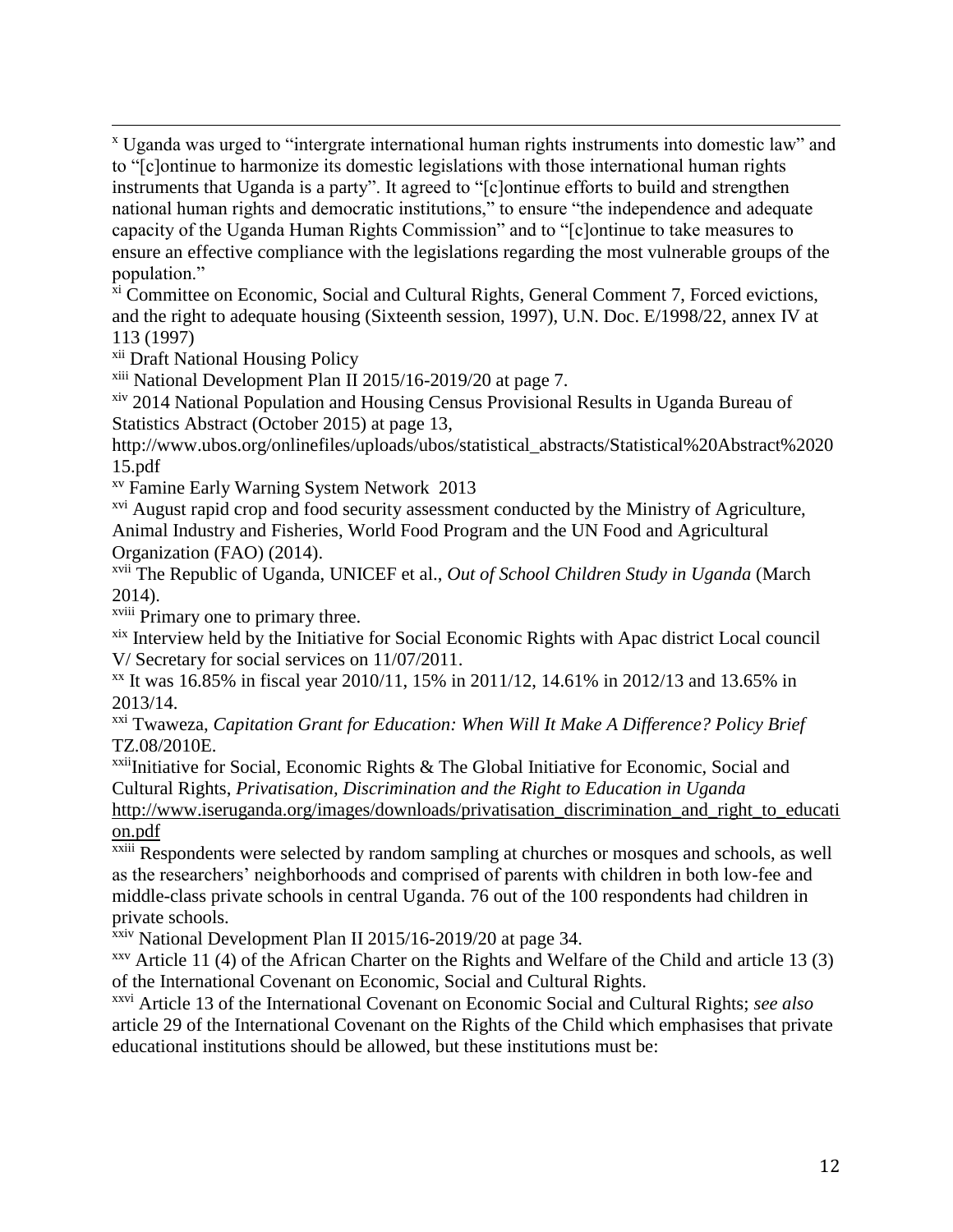[x] Uganda was urged to "intergrate international human rights instruments into domestic law" and to "[c]ontinue to harmonize its domestic legislations with those international human rights instruments that Uganda is a party". It agreed to "[c]ontinue efforts to build and strengthen national human rights and democratic institutions," to ensure "the independence and adequate capacity of the Uganda Human Rights Commission" and to "[c]ontinue to take measures to ensure an effective compliance with the legislations regarding the most vulnerable groups of the population."

[xi] Committee on Economic, Social and Cultural Rights, General Comment 7, Forced evictions, and the right to adequate housing (Sixteenth session, 1997), U.N. Doc. E/1998/22, annex IV at 113 (1997)

[xii] Draft National Housing Policy

[xiii] National Development Plan II 2015/16-2019/20 at page 7.

[xiv] 2014 National Population and Housing Census Provisional Results in Uganda Bureau of Statistics Abstract (October 2015) at page 13, http://www.ubos.org/onlinefiles/uploads/ubos/statistical_abstracts/Statistical%20Abstract%202015.pdf

[xv] Famine Early Warning System Network 2013

[xvi] August rapid crop and food security assessment conducted by the Ministry of Agriculture, Animal Industry and Fisheries, World Food Program and the UN Food and Agricultural Organization (FAO) (2014).

[xvii] The Republic of Uganda, UNICEF et al., *Out of School Children Study in Uganda* (March 2014).

[xviii] Primary one to primary three.

[xix] Interview held by the Initiative for Social Economic Rights with Apac district Local council V/ Secretary for social services on 11/07/2011.

[xx] It was 16.85% in fiscal year 2010/11, 15% in 2011/12, 14.61% in 2012/13 and 13.65% in 2013/14.

[xxi] Twaweza, *Capitation Grant for Education: When Will It Make A Difference? Policy Brief* TZ.08/2010E.

[xxii] Initiative for Social, Economic Rights & The Global Initiative for Economic, Social and Cultural Rights, *Privatisation, Discrimination and the Right to Education in Uganda* http://www.iseruganda.org/images/downloads/privatisation_discrimination_and_right_to_education.pdf

[xxiii] Respondents were selected by random sampling at churches or mosques and schools, as well as the researchers' neighborhoods and comprised of parents with children in both low-fee and middle-class private schools in central Uganda. 76 out of the 100 respondents had children in private schools.

[xxiv] National Development Plan II 2015/16-2019/20 at page 34.

[xxv] Article 11 (4) of the African Charter on the Rights and Welfare of the Child and article 13 (3) of the International Covenant on Economic, Social and Cultural Rights.

[xxvi] Article 13 of the International Covenant on Economic Social and Cultural Rights; *see also* article 29 of the International Covenant on the Rights of the Child which emphasises that private educational institutions should be allowed, but these institutions must be: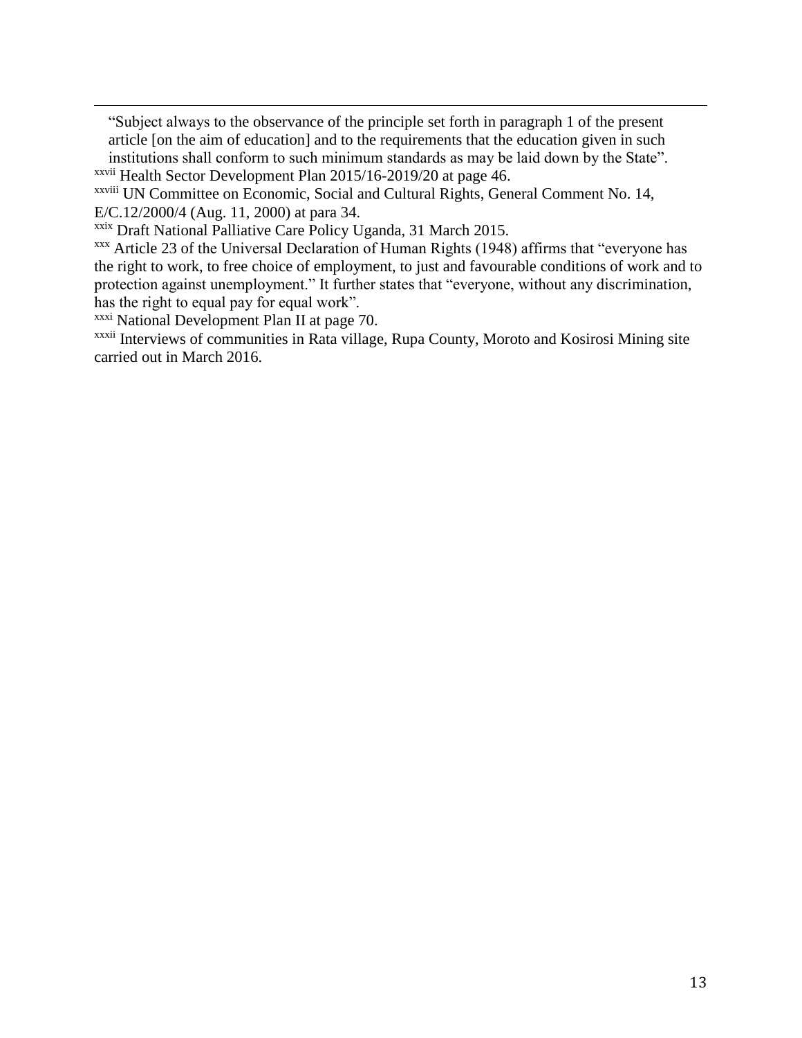"Subject always to the observance of the principle set forth in paragraph 1 of the present article [on the aim of education] and to the requirements that the education given in such institutions shall conform to such minimum standards as may be laid down by the State".

[xxvii] Health Sector Development Plan 2015/16-2019/20 at page 46.

[xxviii] UN Committee on Economic, Social and Cultural Rights, General Comment No. 14, E/C.12/2000/4 (Aug. 11, 2000) at para 34.

[xxix] Draft National Palliative Care Policy Uganda, 31 March 2015.

[xxx] Article 23 of the Universal Declaration of Human Rights (1948) affirms that "everyone has the right to work, to free choice of employment, to just and favourable conditions of work and to protection against unemployment." It further states that "everyone, without any discrimination, has the right to equal pay for equal work".

[xxxi] National Development Plan II at page 70.

[xxxii] Interviews of communities in Rata village, Rupa County, Moroto and Kosirosi Mining site carried out in March 2016.